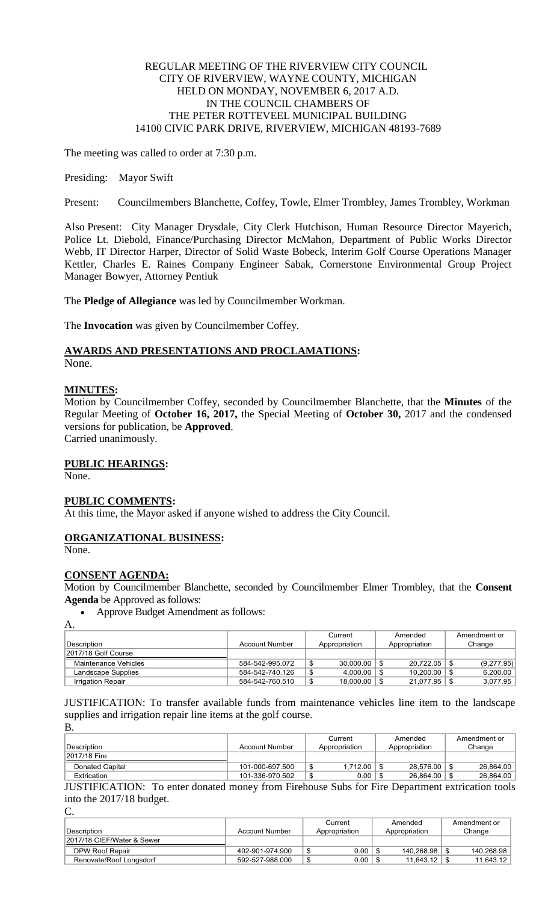REGULAR MEETING OF THE RIVERVIEW CITY COUNCIL
CITY OF RIVERVIEW, WAYNE COUNTY, MICHIGAN
HELD ON MONDAY, NOVEMBER 6, 2017 A.D.
IN THE COUNCIL CHAMBERS OF
THE PETER ROTTEVEEL MUNICIPAL BUILDING
14100 CIVIC PARK DRIVE, RIVERVIEW, MICHIGAN 48193-7689

The meeting was called to order at 7:30 p.m.

Presiding: Mayor Swift

Present: Councilmembers Blanchette, Coffey, Towle, Elmer Trombley, James Trombley, Workman

Also Present: City Manager Drysdale, City Clerk Hutchison, Human Resource Director Mayerich, Police Lt. Diebold, Finance/Purchasing Director McMahon, Department of Public Works Director Webb, IT Director Harper, Director of Solid Waste Bobeck, Interim Golf Course Operations Manager Kettler, Charles E. Raines Company Engineer Sabak, Cornerstone Environmental Group Project Manager Bowyer, Attorney Pentiuk

The **Pledge of Allegiance** was led by Councilmember Workman.

The **Invocation** was given by Councilmember Coffey.

**AWARDS AND PRESENTATIONS AND PROCLAMATIONS:**
None.

**MINUTES:**
Motion by Councilmember Coffey, seconded by Councilmember Blanchette, that the **Minutes** of the Regular Meeting of **October 16, 2017,** the Special Meeting of **October 30,** 2017 and the condensed versions for publication, be **Approved**.
Carried unanimously.

**PUBLIC HEARINGS:**
None.

**PUBLIC COMMENTS:**
At this time, the Mayor asked if anyone wished to address the City Council.

**ORGANIZATIONAL BUSINESS:**
None.

**CONSENT AGENDA:**
Motion by Councilmember Blanchette, seconded by Councilmember Elmer Trombley, that the **Consent Agenda** be Approved as follows:

- Approve Budget Amendment as follows:

A.

| Description | Account Number | Current Appropriation | Amended Appropriation | Amendment or Change |
|---|---|---|---|---|
| 2017/18 Golf Course | | | | |
| Maintenance Vehicles | 584-542-995.072 | $ 30,000.00 | $ 20,722.05 | $ (9,277.95) |
| Landscape Supplies | 584-542-740.126 | $ 4,000.00 | $ 10,200.00 | $ 6,200.00 |
| Irrigation Repair | 584-542-760.510 | $ 18,000.00 | $ 21,077.95 | $ 3,077.95 |

JUSTIFICATION: To transfer available funds from maintenance vehicles line item to the landscape supplies and irrigation repair line items at the golf course.

B.

| Description | Account Number | Current Appropriation | Amended Appropriation | Amendment or Change |
|---|---|---|---|---|
| 2017/18 Fire | | | | |
| Donated Capital | 101-000-697.500 | $ 1,712.00 | $ 28,576.00 | $ 26,864.00 |
| Extrication | 101-336-970.502 | $ 0.00 | $ 26,864.00 | $ 26,864.00 |

JUSTIFICATION: To enter donated money from Firehouse Subs for Fire Department extrication tools into the 2017/18 budget.

C.

| Description | Account Number | Current Appropriation | Amended Appropriation | Amendment or Change |
|---|---|---|---|---|
| 2017/18 CIEF/Water & Sewer | | | | |
| DPW Roof Repair | 402-901-974.900 | $ 0.00 | $ 140,268.98 | $ 140,268.98 |
| Renovate/Roof Longsdorf | 592-527-988.000 | $ 0.00 | $ 11,643.12 | $ 11,643.12 |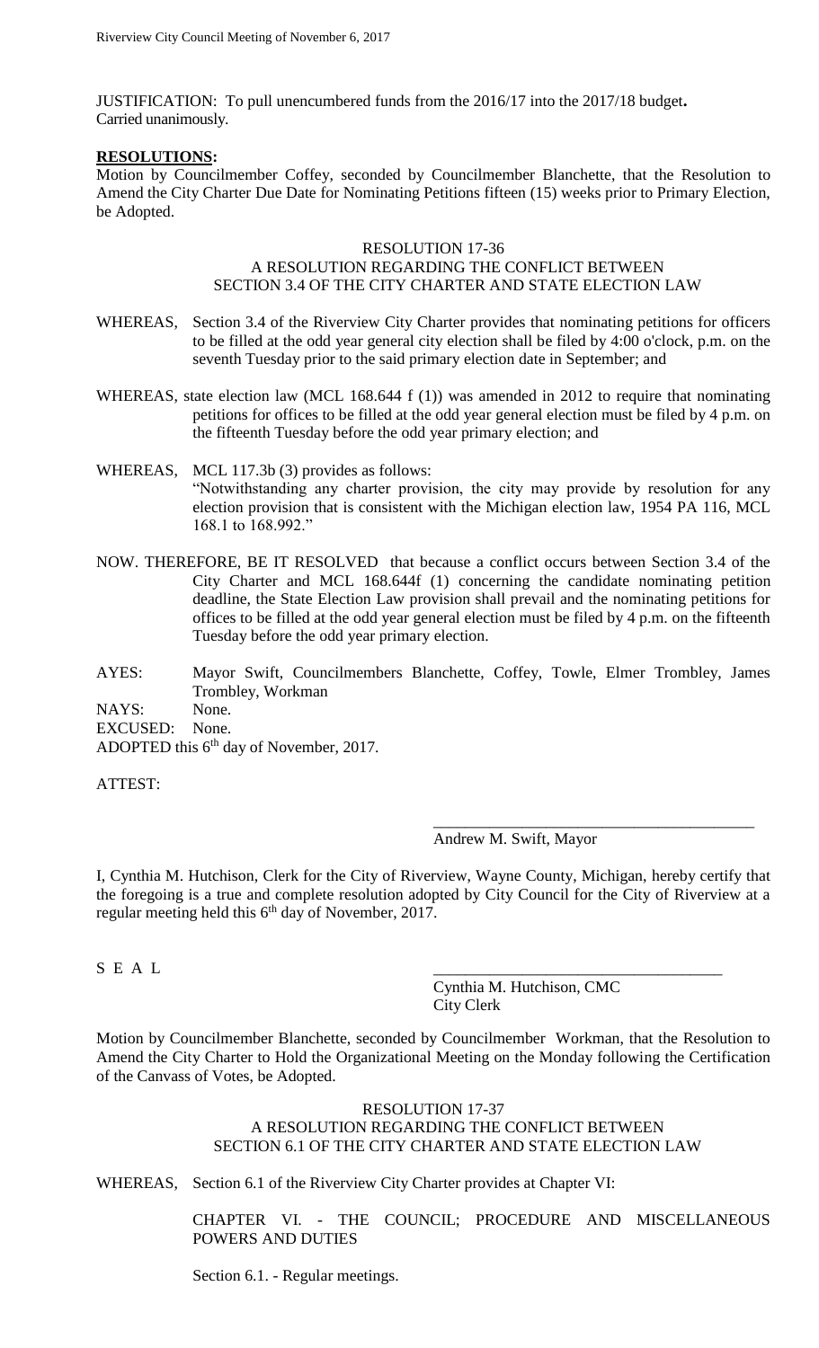JUSTIFICATION: To pull unencumbered funds from the 2016/17 into the 2017/18 budget**.**
Carried unanimously.

**RESOLUTIONS:**

Motion by Councilmember Coffey, seconded by Councilmember Blanchette, that the Resolution to Amend the City Charter Due Date for Nominating Petitions fifteen (15) weeks prior to Primary Election, be Adopted.

RESOLUTION 17-36
A RESOLUTION REGARDING THE CONFLICT BETWEEN
SECTION 3.4 OF THE CITY CHARTER AND STATE ELECTION LAW

WHEREAS, Section 3.4 of the Riverview City Charter provides that nominating petitions for officers to be filled at the odd year general city election shall be filed by 4:00 o'clock, p.m. on the seventh Tuesday prior to the said primary election date in September; and

WHEREAS, state election law (MCL 168.644 f (1)) was amended in 2012 to require that nominating petitions for offices to be filled at the odd year general election must be filed by 4 p.m. on the fifteenth Tuesday before the odd year primary election; and

WHEREAS, MCL 117.3b (3) provides as follows:
"Notwithstanding any charter provision, the city may provide by resolution for any election provision that is consistent with the Michigan election law, 1954 PA 116, MCL 168.1 to 168.992."

NOW. THEREFORE, BE IT RESOLVED that because a conflict occurs between Section 3.4 of the City Charter and MCL 168.644f (1) concerning the candidate nominating petition deadline, the State Election Law provision shall prevail and the nominating petitions for offices to be filled at the odd year general election must be filed by 4 p.m. on the fifteenth Tuesday before the odd year primary election.

AYES: Mayor Swift, Councilmembers Blanchette, Coffey, Towle, Elmer Trombley, James Trombley, Workman
NAYS: None.
EXCUSED: None.
ADOPTED this 6th day of November, 2017.

ATTEST:

\_\_\_\_\_\_\_\_\_\_\_\_\_\_\_\_\_\_\_\_\_\_\_\_\_\_\_\_\_\_\_\_\_\_\_\_\_\_\_\_
Andrew M. Swift, Mayor

I, Cynthia M. Hutchison, Clerk for the City of Riverview, Wayne County, Michigan, hereby certify that the foregoing is a true and complete resolution adopted by City Council for the City of Riverview at a regular meeting held this 6th day of November, 2017.

S E A L

\_\_\_\_\_\_\_\_\_\_\_\_\_\_\_\_\_\_\_\_\_\_\_\_\_\_\_\_\_\_\_\_\_\_\_\_\_
Cynthia M. Hutchison, CMC
City Clerk

Motion by Councilmember Blanchette, seconded by Councilmember Workman, that the Resolution to Amend the City Charter to Hold the Organizational Meeting on the Monday following the Certification of the Canvass of Votes, be Adopted.

RESOLUTION 17-37
A RESOLUTION REGARDING THE CONFLICT BETWEEN
SECTION 6.1 OF THE CITY CHARTER AND STATE ELECTION LAW

WHEREAS, Section 6.1 of the Riverview City Charter provides at Chapter VI:

CHAPTER VI. - THE COUNCIL; PROCEDURE AND MISCELLANEOUS POWERS AND DUTIES

Section 6.1. - Regular meetings.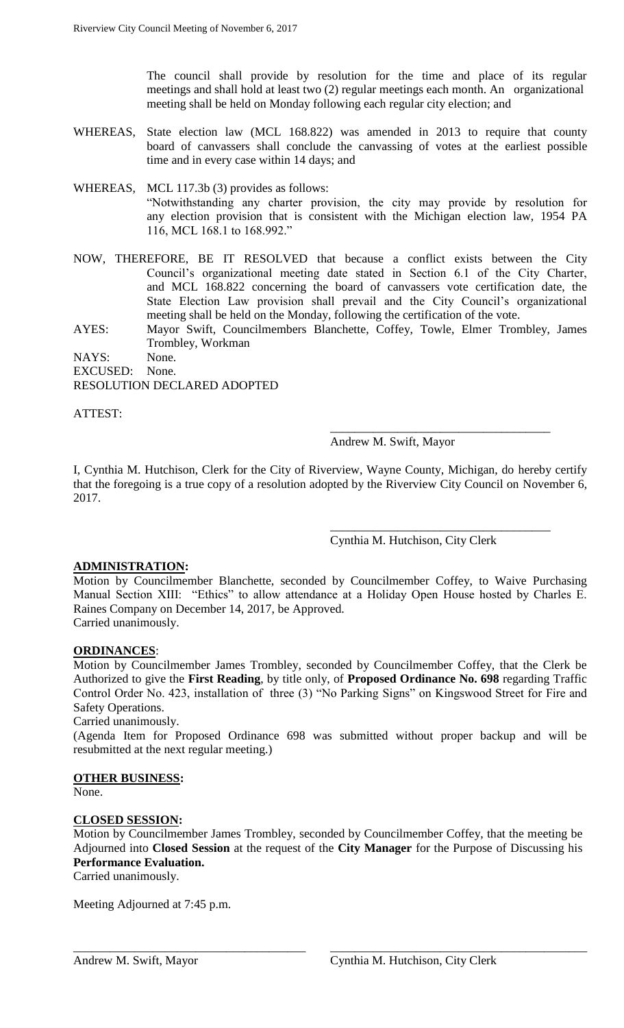The council shall provide by resolution for the time and place of its regular meetings and shall hold at least two (2) regular meetings each month. An organizational meeting shall be held on Monday following each regular city election; and

WHEREAS, State election law (MCL 168.822) was amended in 2013 to require that county board of canvassers shall conclude the canvassing of votes at the earliest possible time and in every case within 14 days; and

WHEREAS, MCL 117.3b (3) provides as follows:
"Notwithstanding any charter provision, the city may provide by resolution for any election provision that is consistent with the Michigan election law, 1954 PA 116, MCL 168.1 to 168.992."

NOW, THEREFORE, BE IT RESOLVED that because a conflict exists between the City Council's organizational meeting date stated in Section 6.1 of the City Charter, and MCL 168.822 concerning the board of canvassers vote certification date, the State Election Law provision shall prevail and the City Council's organizational meeting shall be held on the Monday, following the certification of the vote.

AYES: Mayor Swift, Councilmembers Blanchette, Coffey, Towle, Elmer Trombley, James Trombley, Workman

NAYS: None.

EXCUSED: None.

RESOLUTION DECLARED ADOPTED

ATTEST:

\_\_\_\_\_\_\_\_\_\_\_\_\_\_\_\_\_\_\_\_\_\_\_\_\_\_\_\_\_\_\_\_\_\_\_\_

Andrew M. Swift, Mayor

I, Cynthia M. Hutchison, Clerk for the City of Riverview, Wayne County, Michigan, do hereby certify that the foregoing is a true copy of a resolution adopted by the Riverview City Council on November 6, 2017.

\_\_\_\_\_\_\_\_\_\_\_\_\_\_\_\_\_\_\_\_\_\_\_\_\_\_\_\_\_\_\_\_\_\_\_\_

Cynthia M. Hutchison, City Clerk

**ADMINISTRATION:**

Motion by Councilmember Blanchette, seconded by Councilmember Coffey, to Waive Purchasing Manual Section XIII: "Ethics" to allow attendance at a Holiday Open House hosted by Charles E. Raines Company on December 14, 2017, be Approved.
Carried unanimously.

**ORDINANCES**:

Motion by Councilmember James Trombley, seconded by Councilmember Coffey, that the Clerk be Authorized to give the **First Reading**, by title only, of **Proposed Ordinance No. 698** regarding Traffic Control Order No. 423, installation of three (3) "No Parking Signs" on Kingswood Street for Fire and Safety Operations.
Carried unanimously.
(Agenda Item for Proposed Ordinance 698 was submitted without proper backup and will be resubmitted at the next regular meeting.)

**OTHER BUSINESS:**

None.

**CLOSED SESSION:**

Motion by Councilmember James Trombley, seconded by Councilmember Coffey, that the meeting be Adjourned into **Closed Session** at the request of the **City Manager** for the Purpose of Discussing his **Performance Evaluation.**
Carried unanimously.

Meeting Adjourned at 7:45 p.m.

\_\_\_\_\_\_\_\_\_\_\_\_\_\_\_\_\_\_\_\_\_\_\_\_\_\_\_\_\_\_\_\_\_\_\_\_ \_\_\_\_\_\_\_\_\_\_\_\_\_\_\_\_\_\_\_\_\_\_\_\_\_\_\_\_\_\_\_\_\_\_\_\_

Andrew M. Swift, Mayor Cynthia M. Hutchison, City Clerk